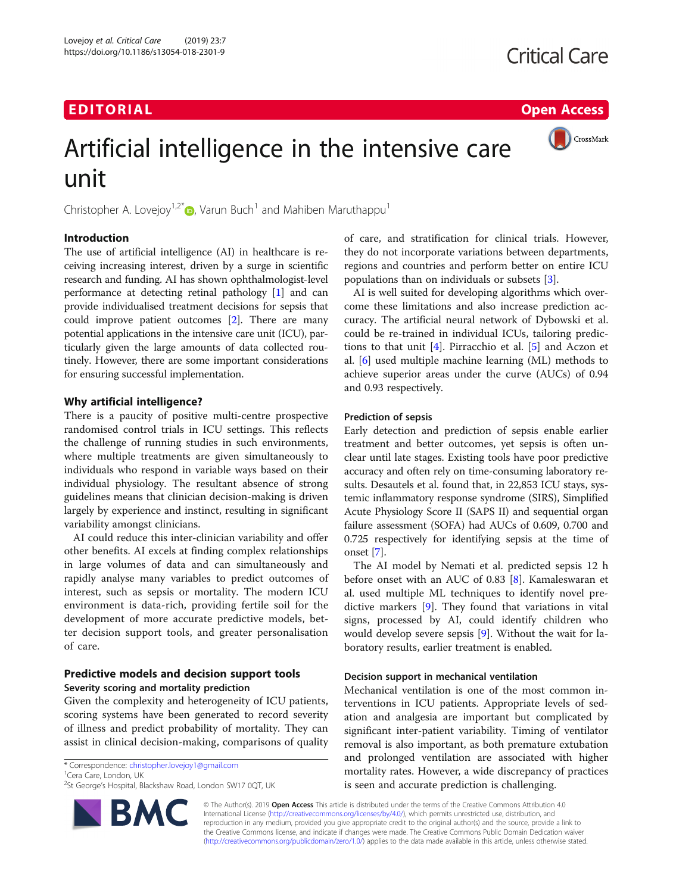EDITORIAL

Open Access

# Artificial intelligence in the intensive care unit

Christopher A. Lovejoy[1,2*], Varun Buch[1] and Mahiben Maruthappu[1]

## Introduction

The use of artificial intelligence (AI) in healthcare is receiving increasing interest, driven by a surge in scientific research and funding. AI has shown ophthalmologist-level performance at detecting retinal pathology [1] and can provide individualised treatment decisions for sepsis that could improve patient outcomes [2]. There are many potential applications in the intensive care unit (ICU), particularly given the large amounts of data collected routinely. However, there are some important considerations for ensuring successful implementation.

## Why artificial intelligence?

There is a paucity of positive multi-centre prospective randomised control trials in ICU settings. This reflects the challenge of running studies in such environments, where multiple treatments are given simultaneously to individuals who respond in variable ways based on their individual physiology. The resultant absence of strong guidelines means that clinician decision-making is driven largely by experience and instinct, resulting in significant variability amongst clinicians.

AI could reduce this inter-clinician variability and offer other benefits. AI excels at finding complex relationships in large volumes of data and can simultaneously and rapidly analyse many variables to predict outcomes of interest, such as sepsis or mortality. The modern ICU environment is data-rich, providing fertile soil for the development of more accurate predictive models, better decision support tools, and greater personalisation of care.

## Predictive models and decision support tools

### Severity scoring and mortality prediction

Given the complexity and heterogeneity of ICU patients, scoring systems have been generated to record severity of illness and predict probability of mortality. They can assist in clinical decision-making, comparisons of quality of care, and stratification for clinical trials. However, they do not incorporate variations between departments, regions and countries and perform better on entire ICU populations than on individuals or subsets [3].

AI is well suited for developing algorithms which overcome these limitations and also increase prediction accuracy. The artificial neural network of Dybowski et al. could be re-trained in individual ICUs, tailoring predictions to that unit [4]. Pirracchio et al. [5] and Aczon et al. [6] used multiple machine learning (ML) methods to achieve superior areas under the curve (AUCs) of 0.94 and 0.93 respectively.

### Prediction of sepsis

Early detection and prediction of sepsis enable earlier treatment and better outcomes, yet sepsis is often unclear until late stages. Existing tools have poor predictive accuracy and often rely on time-consuming laboratory results. Desautels et al. found that, in 22,853 ICU stays, systemic inflammatory response syndrome (SIRS), Simplified Acute Physiology Score II (SAPS II) and sequential organ failure assessment (SOFA) had AUCs of 0.609, 0.700 and 0.725 respectively for identifying sepsis at the time of onset [7].

The AI model by Nemati et al. predicted sepsis 12 h before onset with an AUC of 0.83 [8]. Kamaleswaran et al. used multiple ML techniques to identify novel predictive markers [9]. They found that variations in vital signs, processed by AI, could identify children who would develop severe sepsis [9]. Without the wait for laboratory results, earlier treatment is enabled.

### Decision support in mechanical ventilation

Mechanical ventilation is one of the most common interventions in ICU patients. Appropriate levels of sedation and analgesia are important but complicated by significant inter-patient variability. Timing of ventilator removal is also important, as both premature extubation and prolonged ventilation are associated with higher mortality rates. However, a wide discrepancy of practices is seen and accurate prediction is challenging.

\* Correspondence: christopher.lovejoy1@gmail.com
[1]Cera Care, London, UK
[2]St George's Hospital, Blackshaw Road, London SW17 0QT, UK

© The Author(s). 2019 **Open Access** This article is distributed under the terms of the Creative Commons Attribution 4.0 International License (http://creativecommons.org/licenses/by/4.0/), which permits unrestricted use, distribution, and reproduction in any medium, provided you give appropriate credit to the original author(s) and the source, provide a link to the Creative Commons license, and indicate if changes were made. The Creative Commons Public Domain Dedication waiver (http://creativecommons.org/publicdomain/zero/1.0/) applies to the data made available in this article, unless otherwise stated.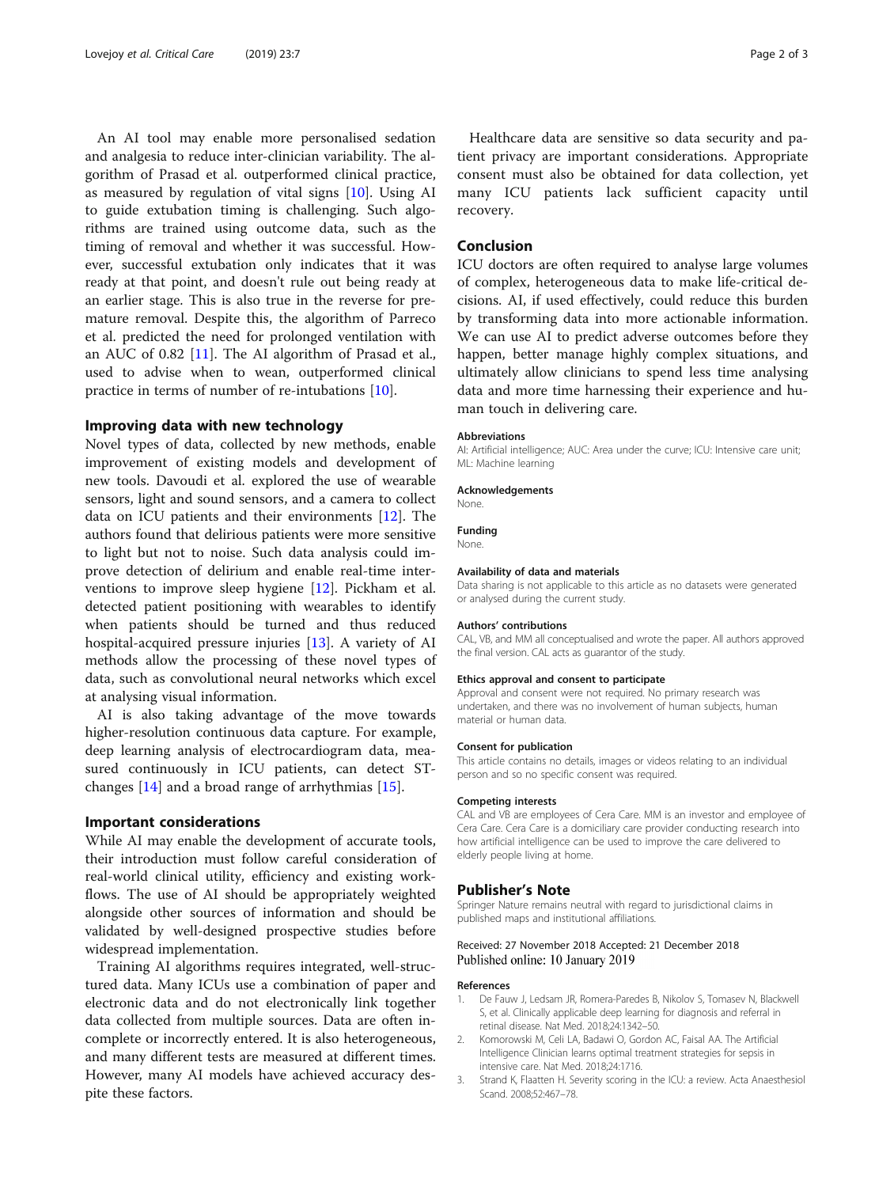An AI tool may enable more personalised sedation and analgesia to reduce inter-clinician variability. The algorithm of Prasad et al. outperformed clinical practice, as measured by regulation of vital signs [10]. Using AI to guide extubation timing is challenging. Such algorithms are trained using outcome data, such as the timing of removal and whether it was successful. However, successful extubation only indicates that it was ready at that point, and doesn't rule out being ready at an earlier stage. This is also true in the reverse for premature removal. Despite this, the algorithm of Parreco et al. predicted the need for prolonged ventilation with an AUC of 0.82 [11]. The AI algorithm of Prasad et al., used to advise when to wean, outperformed clinical practice in terms of number of re-intubations [10].

### Improving data with new technology

Novel types of data, collected by new methods, enable improvement of existing models and development of new tools. Davoudi et al. explored the use of wearable sensors, light and sound sensors, and a camera to collect data on ICU patients and their environments [12]. The authors found that delirious patients were more sensitive to light but not to noise. Such data analysis could improve detection of delirium and enable real-time interventions to improve sleep hygiene [12]. Pickham et al. detected patient positioning with wearables to identify when patients should be turned and thus reduced hospital-acquired pressure injuries [13]. A variety of AI methods allow the processing of these novel types of data, such as convolutional neural networks which excel at analysing visual information.

AI is also taking advantage of the move towards higher-resolution continuous data capture. For example, deep learning analysis of electrocardiogram data, measured continuously in ICU patients, can detect ST-changes [14] and a broad range of arrhythmias [15].

### Important considerations

While AI may enable the development of accurate tools, their introduction must follow careful consideration of real-world clinical utility, efficiency and existing workflows. The use of AI should be appropriately weighted alongside other sources of information and should be validated by well-designed prospective studies before widespread implementation.

Training AI algorithms requires integrated, well-structured data. Many ICUs use a combination of paper and electronic data and do not electronically link together data collected from multiple sources. Data are often incomplete or incorrectly entered. It is also heterogeneous, and many different tests are measured at different times. However, many AI models have achieved accuracy despite these factors.

Healthcare data are sensitive so data security and patient privacy are important considerations. Appropriate consent must also be obtained for data collection, yet many ICU patients lack sufficient capacity until recovery.

## Conclusion

ICU doctors are often required to analyse large volumes of complex, heterogeneous data to make life-critical decisions. AI, if used effectively, could reduce this burden by transforming data into more actionable information. We can use AI to predict adverse outcomes before they happen, better manage highly complex situations, and ultimately allow clinicians to spend less time analysing data and more time harnessing their experience and human touch in delivering care.

#### Abbreviations

AI: Artificial intelligence; AUC: Area under the curve; ICU: Intensive care unit; ML: Machine learning

#### Acknowledgements

None.

#### Funding

None.

#### Availability of data and materials

Data sharing is not applicable to this article as no datasets were generated or analysed during the current study.

#### Authors' contributions

CAL, VB, and MM all conceptualised and wrote the paper. All authors approved the final version. CAL acts as guarantor of the study.

#### Ethics approval and consent to participate

Approval and consent were not required. No primary research was undertaken, and there was no involvement of human subjects, human material or human data.

#### Consent for publication

This article contains no details, images or videos relating to an individual person and so no specific consent was required.

#### Competing interests

CAL and VB are employees of Cera Care. MM is an investor and employee of Cera Care. Cera Care is a domiciliary care provider conducting research into how artificial intelligence can be used to improve the care delivered to elderly people living at home.

## Publisher's Note

Springer Nature remains neutral with regard to jurisdictional claims in published maps and institutional affiliations.

Received: 27 November 2018 Accepted: 21 December 2018
Published online: 10 January 2019

#### References

1. De Fauw J, Ledsam JR, Romera-Paredes B, Nikolov S, Tomasev N, Blackwell S, et al. Clinically applicable deep learning for diagnosis and referral in retinal disease. Nat Med. 2018;24:1342–50.
2. Komorowski M, Celi LA, Badawi O, Gordon AC, Faisal AA. The Artificial Intelligence Clinician learns optimal treatment strategies for sepsis in intensive care. Nat Med. 2018;24:1716.
3. Strand K, Flaatten H. Severity scoring in the ICU: a review. Acta Anaesthesiol Scand. 2008;52:467–78.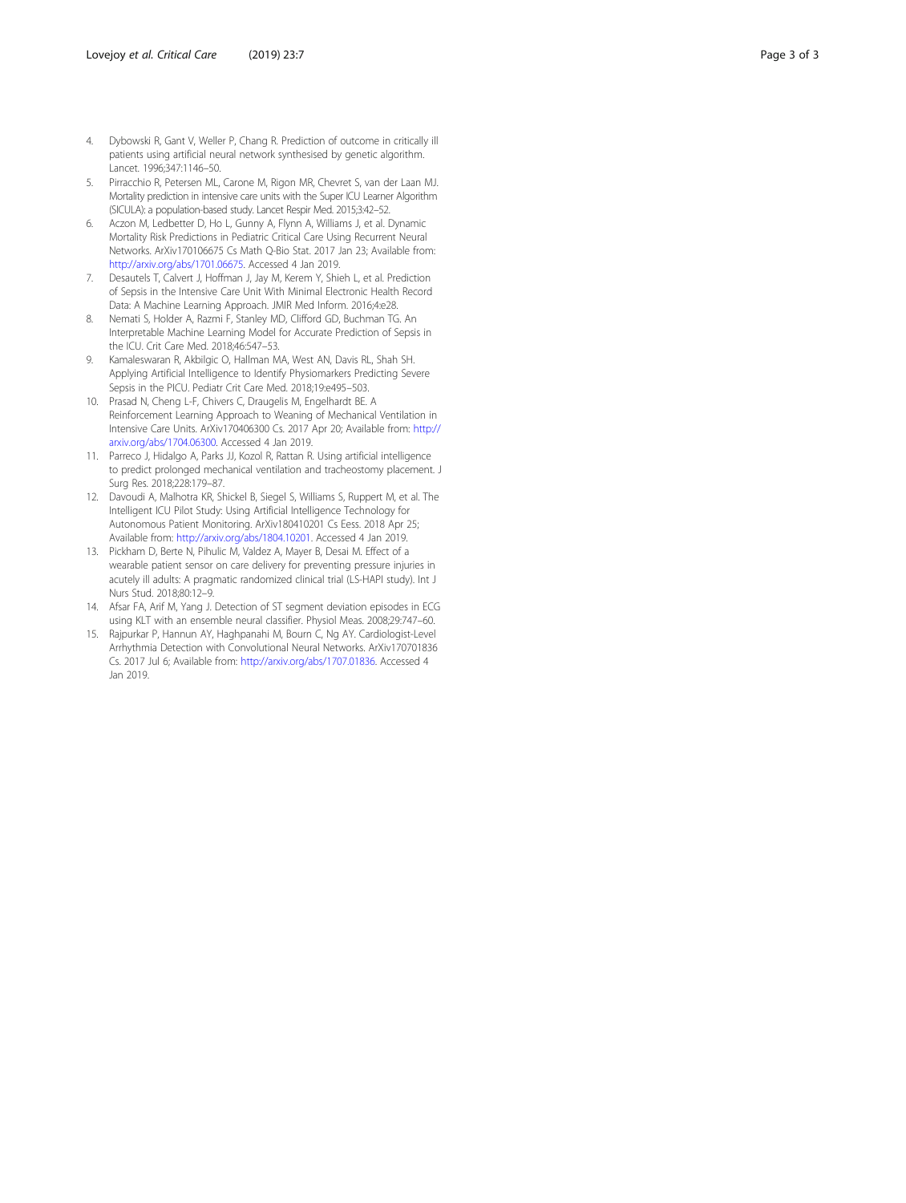4. Dybowski R, Gant V, Weller P, Chang R. Prediction of outcome in critically ill patients using artificial neural network synthesised by genetic algorithm. Lancet. 1996;347:1146–50.
5. Pirracchio R, Petersen ML, Carone M, Rigon MR, Chevret S, van der Laan MJ. Mortality prediction in intensive care units with the Super ICU Learner Algorithm (SICULA): a population-based study. Lancet Respir Med. 2015;3:42–52.
6. Aczon M, Ledbetter D, Ho L, Gunny A, Flynn A, Williams J, et al. Dynamic Mortality Risk Predictions in Pediatric Critical Care Using Recurrent Neural Networks. ArXiv170106675 Cs Math Q-Bio Stat. 2017 Jan 23; Available from: http://arxiv.org/abs/1701.06675. Accessed 4 Jan 2019.
7. Desautels T, Calvert J, Hoffman J, Jay M, Kerem Y, Shieh L, et al. Prediction of Sepsis in the Intensive Care Unit With Minimal Electronic Health Record Data: A Machine Learning Approach. JMIR Med Inform. 2016;4:e28.
8. Nemati S, Holder A, Razmi F, Stanley MD, Clifford GD, Buchman TG. An Interpretable Machine Learning Model for Accurate Prediction of Sepsis in the ICU. Crit Care Med. 2018;46:547–53.
9. Kamaleswaran R, Akbilgic O, Hallman MA, West AN, Davis RL, Shah SH. Applying Artificial Intelligence to Identify Physiomarkers Predicting Severe Sepsis in the PICU. Pediatr Crit Care Med. 2018;19:e495–503.
10. Prasad N, Cheng L-F, Chivers C, Draugelis M, Engelhardt BE. A Reinforcement Learning Approach to Weaning of Mechanical Ventilation in Intensive Care Units. ArXiv170406300 Cs. 2017 Apr 20; Available from: http://arxiv.org/abs/1704.06300. Accessed 4 Jan 2019.
11. Parreco J, Hidalgo A, Parks JJ, Kozol R, Rattan R. Using artificial intelligence to predict prolonged mechanical ventilation and tracheostomy placement. J Surg Res. 2018;228:179–87.
12. Davoudi A, Malhotra KR, Shickel B, Siegel S, Williams S, Ruppert M, et al. The Intelligent ICU Pilot Study: Using Artificial Intelligence Technology for Autonomous Patient Monitoring. ArXiv180410201 Cs Eess. 2018 Apr 25; Available from: http://arxiv.org/abs/1804.10201. Accessed 4 Jan 2019.
13. Pickham D, Berte N, Pihulic M, Valdez A, Mayer B, Desai M. Effect of a wearable patient sensor on care delivery for preventing pressure injuries in acutely ill adults: A pragmatic randomized clinical trial (LS-HAPI study). Int J Nurs Stud. 2018;80:12–9.
14. Afsar FA, Arif M, Yang J. Detection of ST segment deviation episodes in ECG using KLT with an ensemble neural classifier. Physiol Meas. 2008;29:747–60.
15. Rajpurkar P, Hannun AY, Haghpanahi M, Bourn C, Ng AY. Cardiologist-Level Arrhythmia Detection with Convolutional Neural Networks. ArXiv170701836 Cs. 2017 Jul 6; Available from: http://arxiv.org/abs/1707.01836. Accessed 4 Jan 2019.